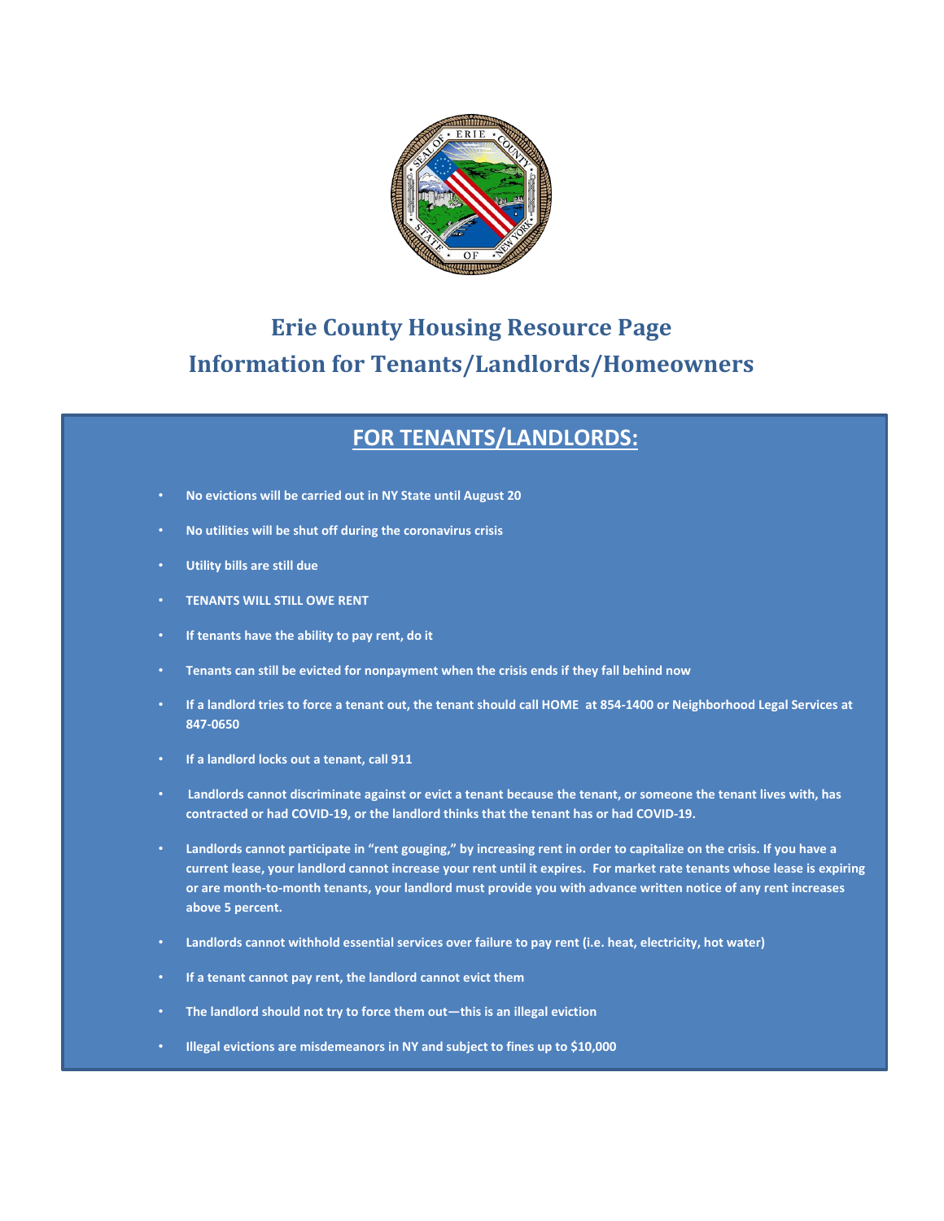# Erie County Housing Resource Page
# Information for Tenants/Landlords/Homeowners

## FOR TENANTS/LANDLORDS:

- **No evictions will be carried out in NY State until August 20**
- **No utilities will be shut off during the coronavirus crisis**
- **Utility bills are still due**
- **TENANTS WILL STILL OWE RENT**
- **If tenants have the ability to pay rent, do it**
- **Tenants can still be evicted for nonpayment when the crisis ends if they fall behind now**
- **If a landlord tries to force a tenant out, the tenant should call HOME at 854-1400 or Neighborhood Legal Services at 847-0650**
- **If a landlord locks out a tenant, call 911**
- **Landlords cannot discriminate against or evict a tenant because the tenant, or someone the tenant lives with, has contracted or had COVID-19, or the landlord thinks that the tenant has or had COVID-19.**
- **Landlords cannot participate in "rent gouging," by increasing rent in order to capitalize on the crisis. If you have a current lease, your landlord cannot increase your rent until it expires. For market rate tenants whose lease is expiring or are month-to-month tenants, your landlord must provide you with advance written notice of any rent increases above 5 percent.**
- **Landlords cannot withhold essential services over failure to pay rent (i.e. heat, electricity, hot water)**
- **If a tenant cannot pay rent, the landlord cannot evict them**
- **The landlord should not try to force them out—this is an illegal eviction**
- **Illegal evictions are misdemeanors in NY and subject to fines up to $10,000**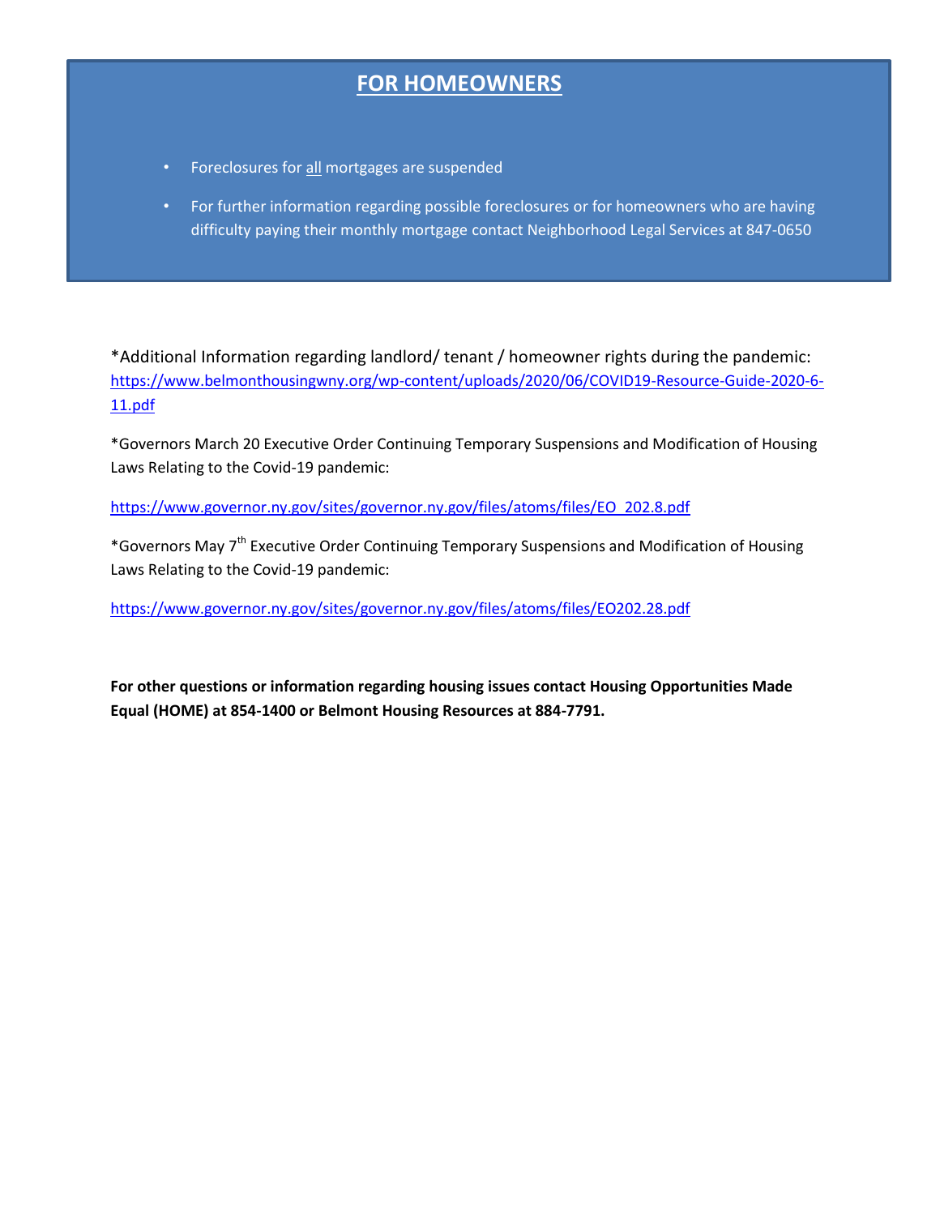## FOR HOMEOWNERS

- Foreclosures for all mortgages are suspended
- For further information regarding possible foreclosures or for homeowners who are having difficulty paying their monthly mortgage contact Neighborhood Legal Services at 847-0650

*Additional Information regarding landlord/ tenant / homeowner rights during the pandemic: https://www.belmonthousingwny.org/wp-content/uploads/2020/06/COVID19-Resource-Guide-2020-6-11.pdf

*Governors March 20 Executive Order Continuing Temporary Suspensions and Modification of Housing Laws Relating to the Covid-19 pandemic:

https://www.governor.ny.gov/sites/governor.ny.gov/files/atoms/files/EO_202.8.pdf

*Governors May 7th Executive Order Continuing Temporary Suspensions and Modification of Housing Laws Relating to the Covid-19 pandemic:

https://www.governor.ny.gov/sites/governor.ny.gov/files/atoms/files/EO202.28.pdf

**For other questions or information regarding housing issues contact Housing Opportunities Made Equal (HOME) at 854-1400 or Belmont Housing Resources at 884-7791.**